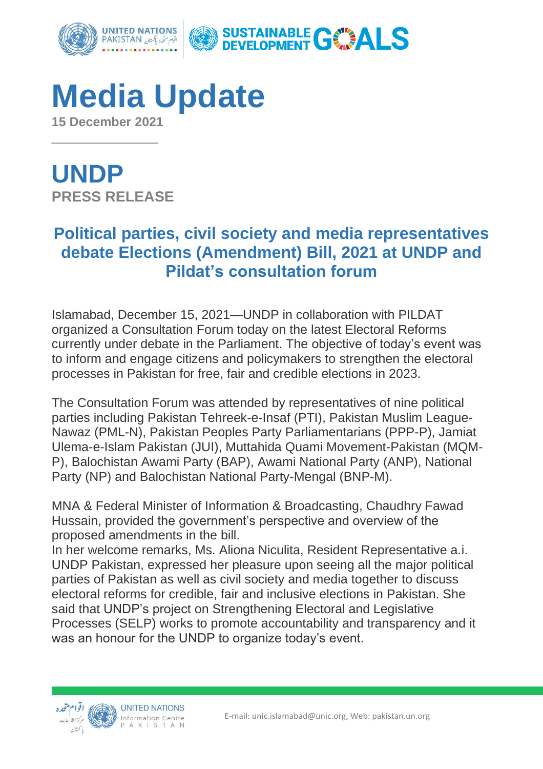# Media Update

**15 December 2021**

# UNDP

**PRESS RELEASE**

## Political parties, civil society and media representatives debate Elections (Amendment) Bill, 2021 at UNDP and Pildat's consultation forum

Islamabad, December 15, 2021—UNDP in collaboration with PILDAT organized a Consultation Forum today on the latest Electoral Reforms currently under debate in the Parliament. The objective of today's event was to inform and engage citizens and policymakers to strengthen the electoral processes in Pakistan for free, fair and credible elections in 2023.

The Consultation Forum was attended by representatives of nine political parties including Pakistan Tehreek-e-Insaf (PTI), Pakistan Muslim League-Nawaz (PML-N), Pakistan Peoples Party Parliamentarians (PPP-P), Jamiat Ulema-e-Islam Pakistan (JUI), Muttahida Quami Movement-Pakistan (MQM-P), Balochistan Awami Party (BAP), Awami National Party (ANP), National Party (NP) and Balochistan National Party-Mengal (BNP-M).

MNA & Federal Minister of Information & Broadcasting, Chaudhry Fawad Hussain, provided the government's perspective and overview of the proposed amendments in the bill.

In her welcome remarks, Ms. Aliona Niculita, Resident Representative a.i. UNDP Pakistan, expressed her pleasure upon seeing all the major political parties of Pakistan as well as civil society and media together to discuss electoral reforms for credible, fair and inclusive elections in Pakistan. She said that UNDP's project on Strengthening Electoral and Legislative Processes (SELP) works to promote accountability and transparency and it was an honour for the UNDP to organize today's event.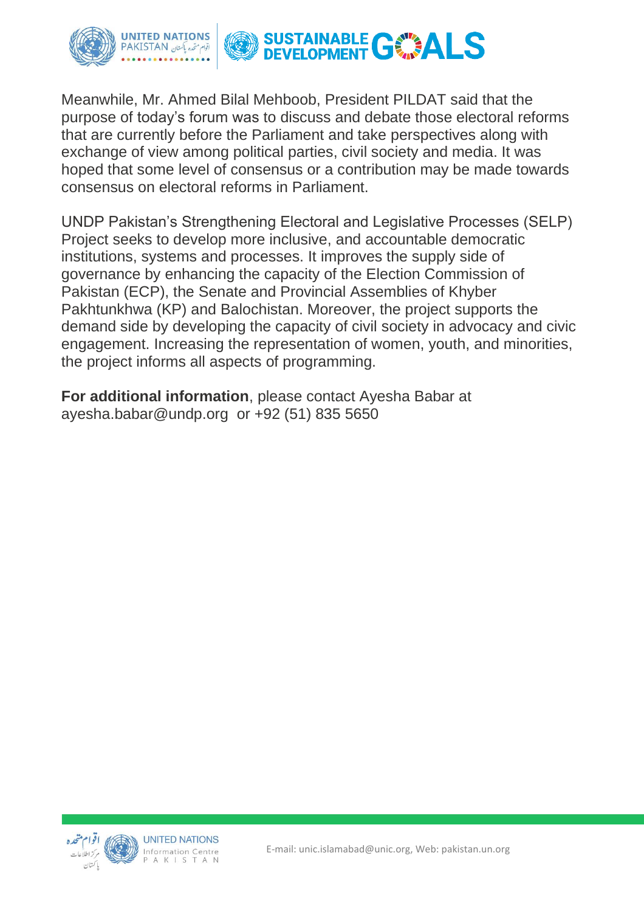Meanwhile, Mr. Ahmed Bilal Mehboob, President PILDAT said that the purpose of today's forum was to discuss and debate those electoral reforms that are currently before the Parliament and take perspectives along with exchange of view among political parties, civil society and media. It was hoped that some level of consensus or a contribution may be made towards consensus on electoral reforms in Parliament.

UNDP Pakistan's Strengthening Electoral and Legislative Processes (SELP) Project seeks to develop more inclusive, and accountable democratic institutions, systems and processes. It improves the supply side of governance by enhancing the capacity of the Election Commission of Pakistan (ECP), the Senate and Provincial Assemblies of Khyber Pakhtunkhwa (KP) and Balochistan. Moreover, the project supports the demand side by developing the capacity of civil society in advocacy and civic engagement. Increasing the representation of women, youth, and minorities, the project informs all aspects of programming.

**For additional information**, please contact Ayesha Babar at ayesha.babar@undp.org or +92 (51) 835 5650